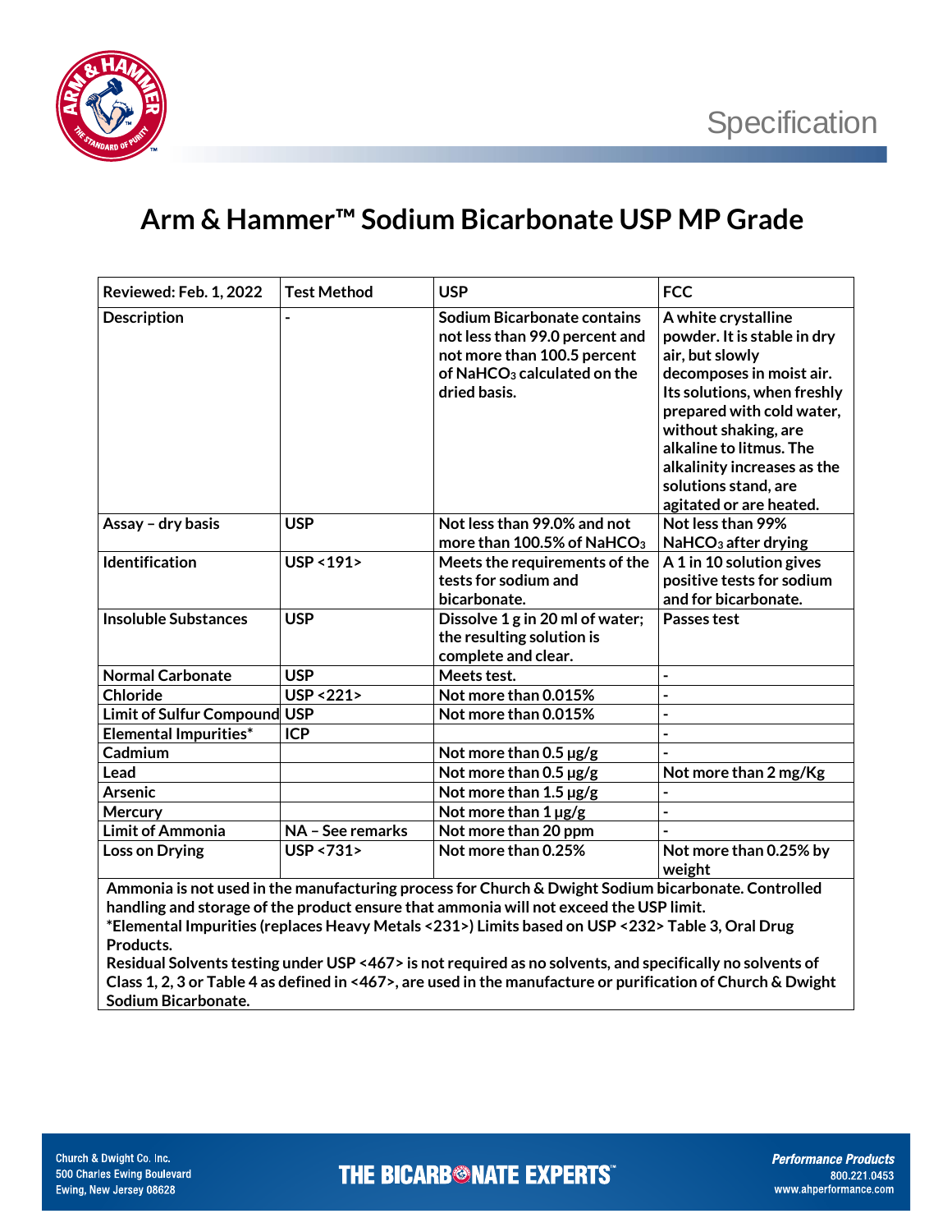Specification

# Arm & Hammer™ Sodium Bicarbonate USP MP Grade

| Reviewed: Feb. 1, 2022 | Test Method | USP | FCC |
|---|---|---|---|
| Description | - | Sodium Bicarbonate contains not less than 99.0 percent and not more than 100.5 percent of $NaHCO_3$ calculated on the dried basis. | A white crystalline powder. It is stable in dry air, but slowly decomposes in moist air. Its solutions, when freshly prepared with cold water, without shaking, are alkaline to litmus. The alkalinity increases as the solutions stand, are agitated or are heated. |
| Assay – dry basis | USP | Not less than 99.0% and not more than 100.5% of $NaHCO_3$ | Not less than 99% $NaHCO_3$ after drying |
| Identification | USP <191> | Meets the requirements of the tests for sodium and bicarbonate. | A 1 in 10 solution gives positive tests for sodium and for bicarbonate. |
| Insoluble Substances | USP | Dissolve 1 g in 20 ml of water; the resulting solution is complete and clear. | Passes test |
| Normal Carbonate | USP | Meets test. | - |
| Chloride | USP <221> | Not more than 0.015% | - |
| Limit of Sulfur Compound | USP | Not more than 0.015% | - |
| Elemental Impurities* | ICP | | - |
| Cadmium | | Not more than 0.5 µg/g | - |
| Lead | | Not more than 0.5 µg/g | Not more than 2 mg/Kg |
| Arsenic | | Not more than 1.5 µg/g | - |
| Mercury | | Not more than 1 µg/g | - |
| Limit of Ammonia | NA – See remarks | Not more than 20 ppm | - |
| Loss on Drying | USP <731> | Not more than 0.25% | Not more than 0.25% by weight |

**Ammonia is not used in the manufacturing process for Church & Dwight Sodium bicarbonate. Controlled handling and storage of the product ensure that ammonia will not exceed the USP limit.**

**\*Elemental Impurities (replaces Heavy Metals <231>) Limits based on USP <232> Table 3, Oral Drug Products.**

**Residual Solvents testing under USP <467> is not required as no solvents, and specifically no solvents of Class 1, 2, 3 or Table 4 as defined in <467>, are used in the manufacture or purification of Church & Dwight Sodium Bicarbonate.**

Church & Dwight Co. Inc.
500 Charles Ewing Boulevard
Ewing, New Jersey 08628

THE BICARBONATE EXPERTS™

*Performance Products*
800.221.0453
www.ahperformance.com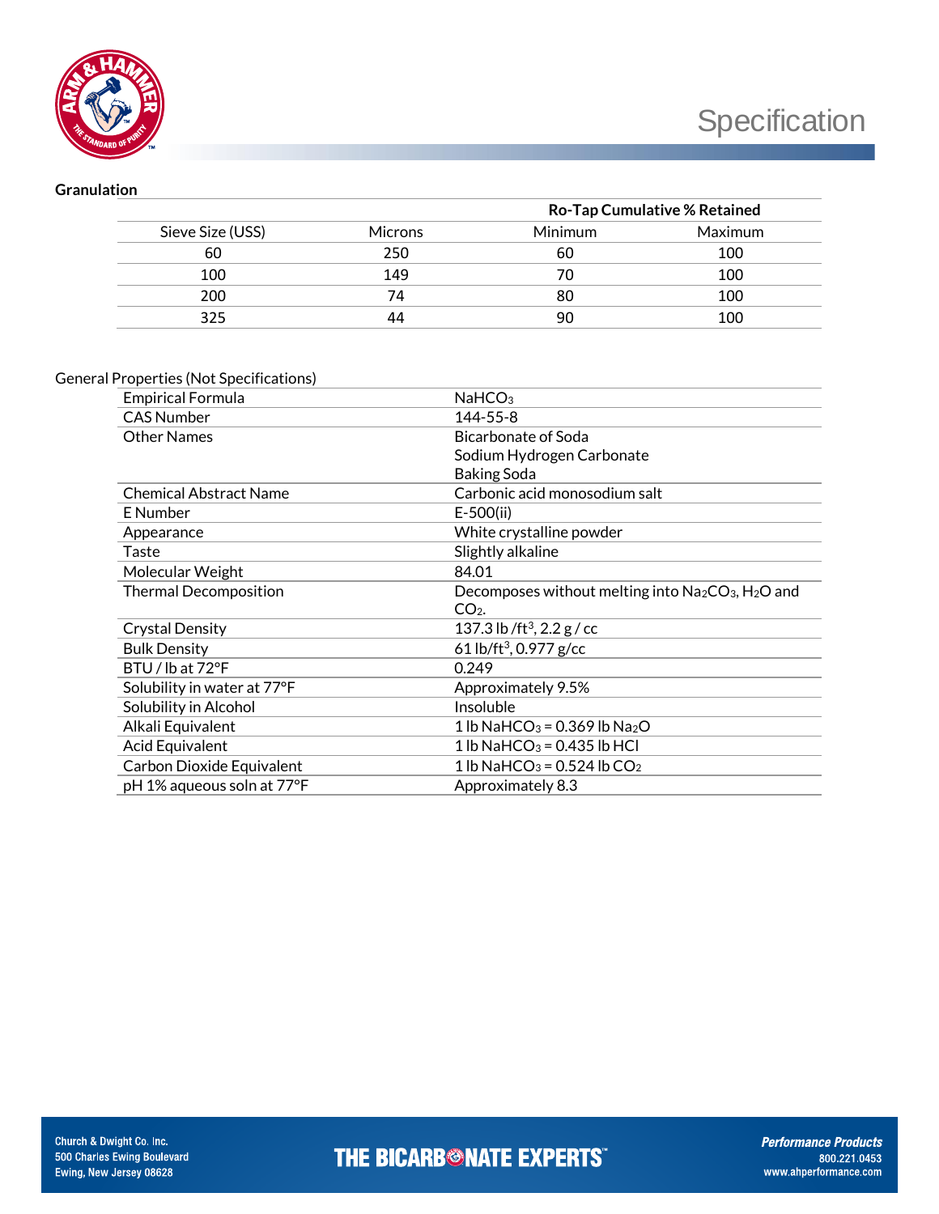Specification

**Granulation**

| | | Ro-Tap Cumulative % Retained | |
|---|---|---|---|
| Sieve Size (USS) | Microns | Minimum | Maximum |
| 60 | 250 | 60 | 100 |
| 100 | 149 | 70 | 100 |
| 200 | 74 | 80 | 100 |
| 325 | 44 | 90 | 100 |

General Properties (Not Specifications)

| | |
|---|---|
| Empirical Formula | $NaHCO_3$ |
| CAS Number | 144-55-8 |
| Other Names | Bicarbonate of Soda<br>Sodium Hydrogen Carbonate<br>Baking Soda |
| Chemical Abstract Name | Carbonic acid monosodium salt |
| E Number | E-500(ii) |
| Appearance | White crystalline powder |
| Taste | Slightly alkaline |
| Molecular Weight | 84.01 |
| Thermal Decomposition | Decomposes without melting into $Na_2CO_3$, $H_2O$ and $CO_2$. |
| Crystal Density | 137.3 lb /$ft^3$, 2.2 g / cc |
| Bulk Density | 61 lb/$ft^3$, 0.977 g/cc |
| BTU / lb at 72°F | 0.249 |
| Solubility in water at 77°F | Approximately 9.5% |
| Solubility in Alcohol | Insoluble |
| Alkali Equivalent | 1 lb $NaHCO_3$ = 0.369 lb $Na_2O$ |
| Acid Equivalent | 1 lb $NaHCO_3$ = 0.435 lb HCl |
| Carbon Dioxide Equivalent | 1 lb $NaHCO_3$ = 0.524 lb $CO_2$ |
| pH 1% aqueous soln at 77°F | Approximately 8.3 |

Church & Dwight Co. Inc.
500 Charles Ewing Boulevard
Ewing, New Jersey 08628

THE BICARBONATE EXPERTS™

*Performance Products*
800.221.0453
www.ahperformance.com